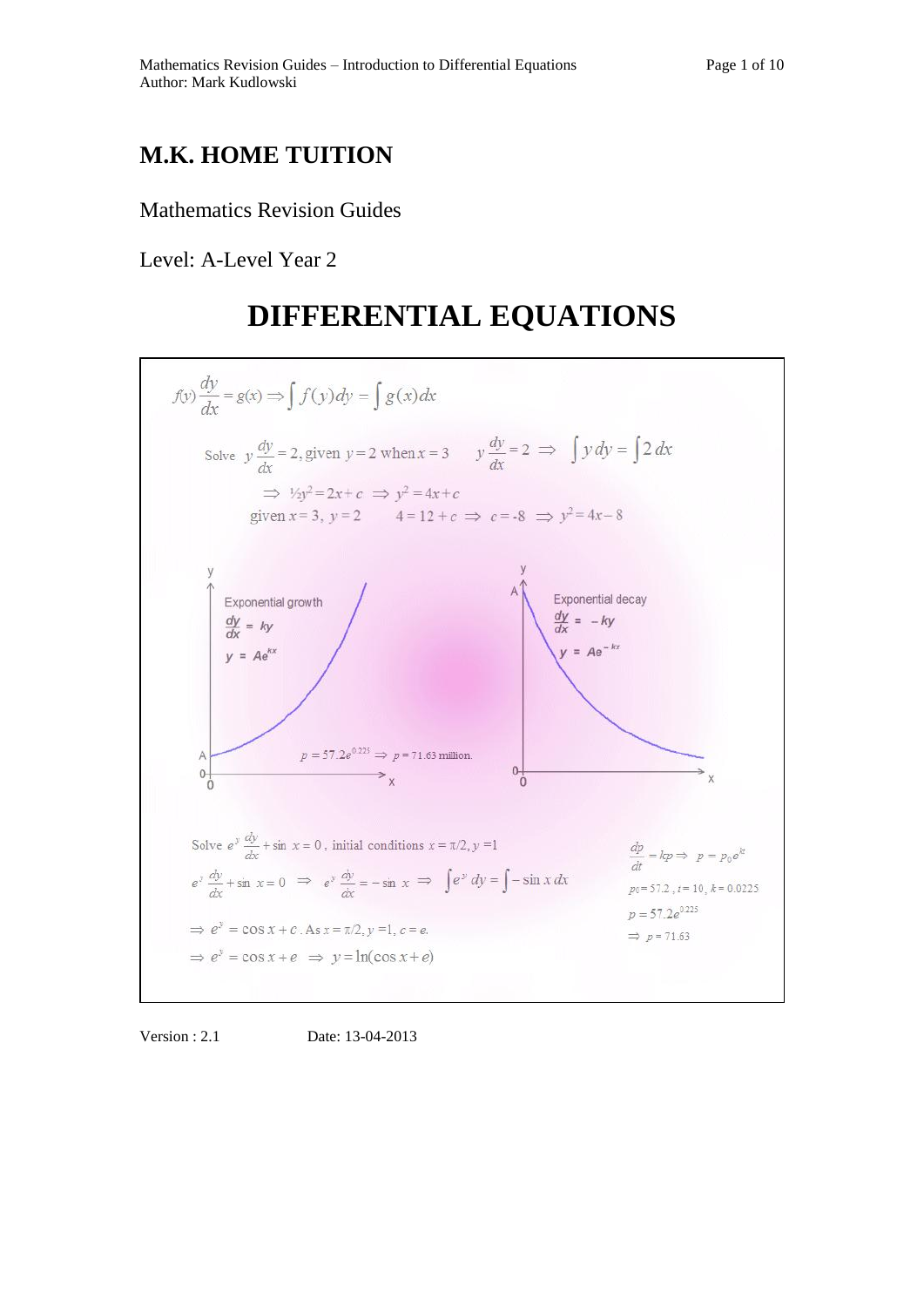# M.K. HOME TUITION

Mathematics Revision Guides

Level: A-Level Year 2

# DIFFERENTIAL EQUATIONS

$$f(y)\frac{dy}{dx} = g(x) \Rightarrow \int f(y)dy = \int g(x)dx$$

Solve $y\frac{dy}{dx} = 2$, given $y = 2$ when $x = 3$ $\quad y\frac{dy}{dx} = 2 \Rightarrow \int y\,dy = \int 2\,dx$

$\Rightarrow \frac{1}{2}y^2 = 2x + c \Rightarrow y^2 = 4x + c$

given $x = 3$, $y = 2$ $\quad 4 = 12 + c \Rightarrow c = -8 \Rightarrow y^2 = 4x - 8$

Exponential growth: $\frac{dy}{dx} = ky$, $y = Ae^{kx}$

Exponential decay: $\frac{dy}{dx} = -ky$, $y = Ae^{-kx}$

$p = 57.2e^{0.225} \Rightarrow p = 71.63$ million.

Solve $e^y\frac{dy}{dx} + \sin x = 0$, initial conditions $x = \pi/2, y = 1$

$e^y\frac{dy}{dx} + \sin x = 0 \Rightarrow e^y\frac{dy}{dx} = -\sin x \Rightarrow \int e^y\,dy = \int -\sin x\,dx$

$\Rightarrow e^y = \cos x + c$. As $x = \pi/2, y = 1, c = e.$

$\Rightarrow e^y = \cos x + e \Rightarrow y = \ln(\cos x + e)$

$\frac{dp}{dt} = kp \Rightarrow p = p_0e^{kt}$

$p_0 = 57.2$, $t = 10$, $k = 0.0225$

$p = 57.2e^{0.225}$

$\Rightarrow p = 71.63$

Version : 2.1 Date: 13-04-2013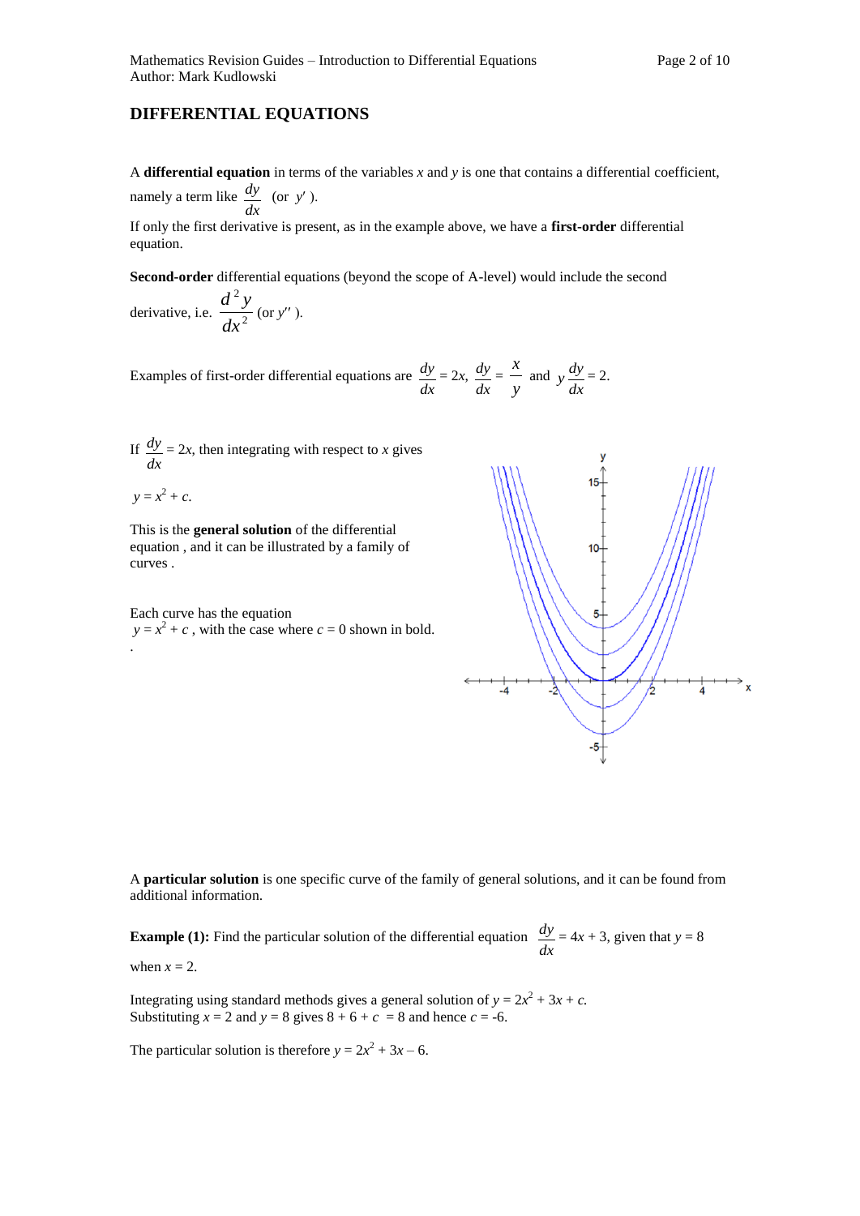## DIFFERENTIAL EQUATIONS

A **differential equation** in terms of the variables $x$ and $y$ is one that contains a differential coefficient, namely a term like $\frac{dy}{dx}$ (or $y'$).

If only the first derivative is present, as in the example above, we have a **first-order** differential equation.

**Second-order** differential equations (beyond the scope of A-level) would include the second derivative, i.e. $\frac{d^2y}{dx^2}$ (or $y''$).

Examples of first-order differential equations are $\frac{dy}{dx} = 2x$, $\frac{dy}{dx} = \frac{x}{y}$ and $y\frac{dy}{dx} = 2$.

If $\frac{dy}{dx} = 2x$, then integrating with respect to $x$ gives

$y = x^2 + c$.

This is the **general solution** of the differential equation , and it can be illustrated by a family of curves .

Each curve has the equation $y = x^2 + c$ , with the case where $c = 0$ shown in bold.

A **particular solution** is one specific curve of the family of general solutions, and it can be found from additional information.

**Example (1):** Find the particular solution of the differential equation $\frac{dy}{dx} = 4x + 3$, given that $y = 8$ when $x = 2$.

Integrating using standard methods gives a general solution of $y = 2x^2 + 3x + c$.
Substituting $x = 2$ and $y = 8$ gives $8 + 6 + c = 8$ and hence $c = -6$.

The particular solution is therefore $y = 2x^2 + 3x - 6$.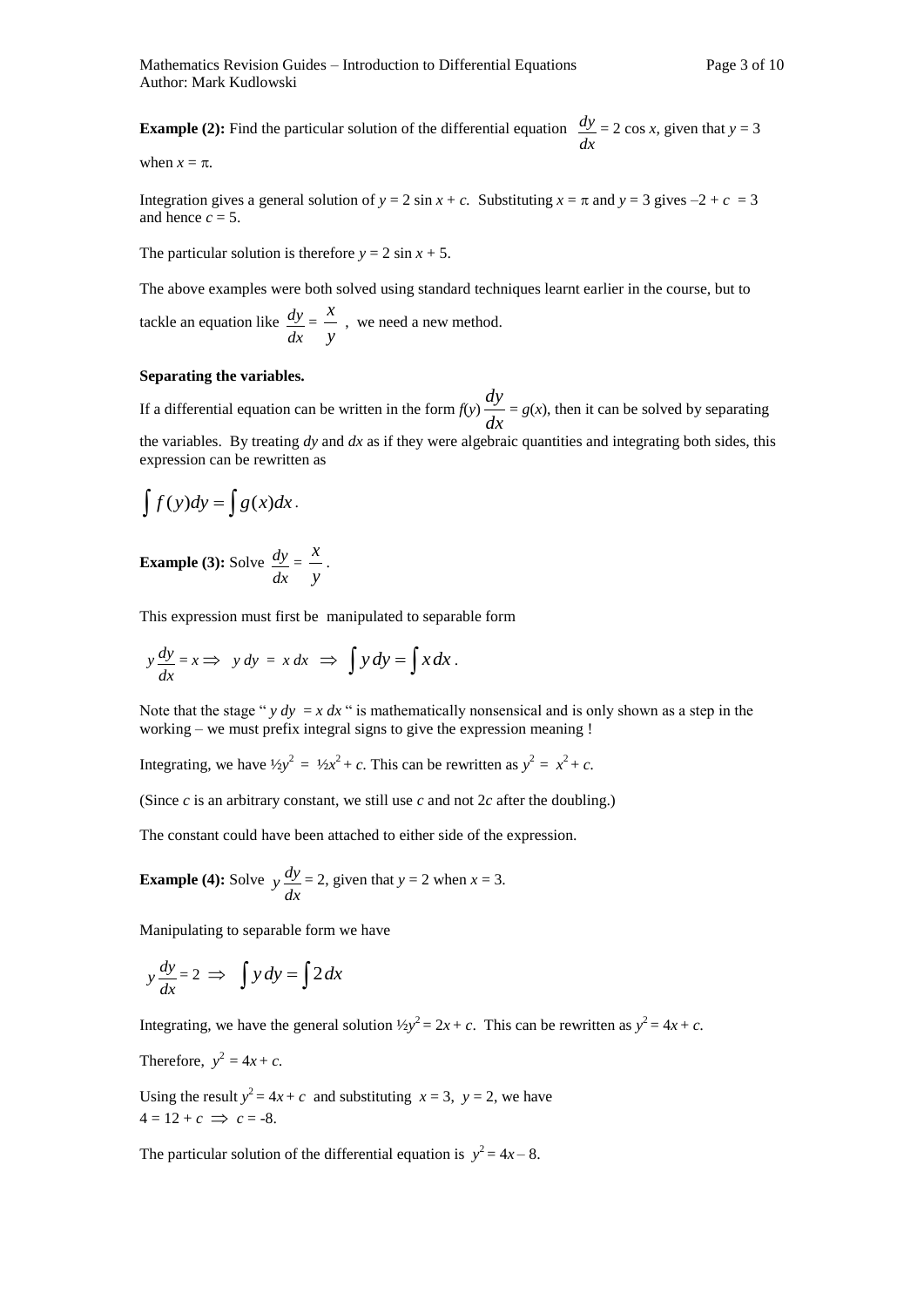**Example (2):** Find the particular solution of the differential equation $\frac{dy}{dx} = 2\cos x$, given that $y = 3$ when $x = \pi$.

Integration gives a general solution of $y = 2\sin x + c$. Substituting $x = \pi$ and $y = 3$ gives $-2 + c = 3$ and hence $c = 5$.

The particular solution is therefore $y = 2\sin x + 5$.

The above examples were both solved using standard techniques learnt earlier in the course, but to tackle an equation like $\frac{dy}{dx} = \frac{x}{y}$, we need a new method.

**Separating the variables.**

If a differential equation can be written in the form $f(y)\frac{dy}{dx} = g(x)$, then it can be solved by separating the variables. By treating $dy$ and $dx$ as if they were algebraic quantities and integrating both sides, this expression can be rewritten as

$$\int f(y)dy = \int g(x)dx.$$

**Example (3):** Solve $\frac{dy}{dx} = \frac{x}{y}$.

This expression must first be manipulated to separable form

$$y\frac{dy}{dx} = x \Rightarrow \; y\,dy = x\,dx \;\Rightarrow\; \int y\,dy = \int x\,dx.$$

Note that the stage " $y\,dy = x\,dx$ " is mathematically nonsensical and is only shown as a step in the working – we must prefix integral signs to give the expression meaning !

Integrating, we have $\frac{1}{2}y^2 = \frac{1}{2}x^2 + c$. This can be rewritten as $y^2 = x^2 + c$.

(Since $c$ is an arbitrary constant, we still use $c$ and not $2c$ after the doubling.)

The constant could have been attached to either side of the expression.

**Example (4):** Solve $y\frac{dy}{dx} = 2$, given that $y = 2$ when $x = 3$.

Manipulating to separable form we have

$$y\frac{dy}{dx} = 2 \;\Rightarrow\; \int y\,dy = \int 2\,dx$$

Integrating, we have the general solution $\frac{1}{2}y^2 = 2x + c$. This can be rewritten as $y^2 = 4x + c$.

Therefore, $y^2 = 4x + c$.

Using the result $y^2 = 4x + c$ and substituting $x = 3$, $y = 2$, we have
$4 = 12 + c \;\Rightarrow\; c = -8$.

The particular solution of the differential equation is $y^2 = 4x - 8$.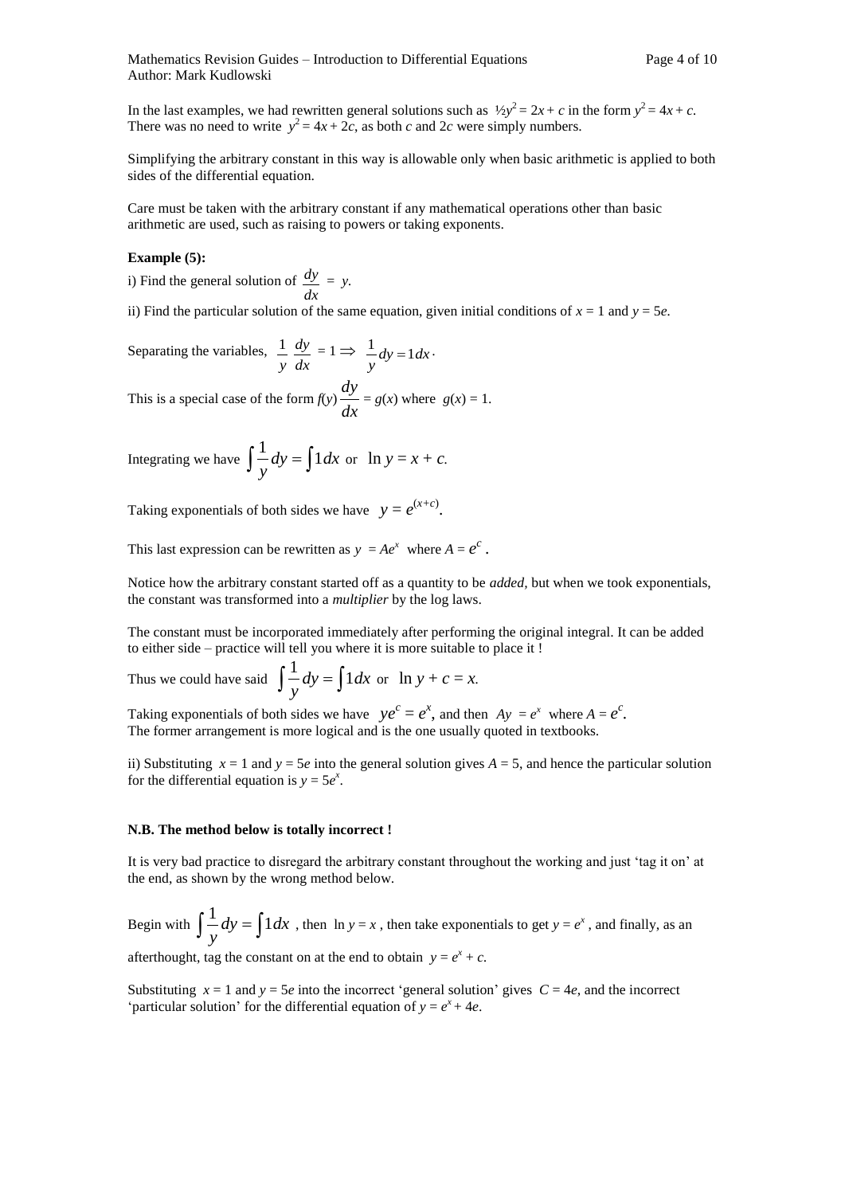In the last examples, we had rewritten general solutions such as $\frac{1}{2}y^2 = 2x + c$ in the form $y^2 = 4x + c$. There was no need to write $y^2 = 4x + 2c$, as both $c$ and $2c$ were simply numbers.

Simplifying the arbitrary constant in this way is allowable only when basic arithmetic is applied to both sides of the differential equation.

Care must be taken with the arbitrary constant if any mathematical operations other than basic arithmetic are used, such as raising to powers or taking exponents.

**Example (5):**

i) Find the general solution of $\frac{dy}{dx} = y$.

ii) Find the particular solution of the same equation, given initial conditions of $x = 1$ and $y = 5e$.

Separating the variables, $\frac{1}{y}\frac{dy}{dx} = 1 \Rightarrow \frac{1}{y}dy = 1dx$.

This is a special case of the form $f(y)\frac{dy}{dx} = g(x)$ where $g(x) = 1$.

Integrating we have $\int \frac{1}{y}dy = \int 1dx$ or $\ln y = x + c$.

Taking exponentials of both sides we have $y = e^{(x+c)}$.

This last expression can be rewritten as $y = Ae^x$ where $A = e^c$.

Notice how the arbitrary constant started off as a quantity to be *added*, but when we took exponentials, the constant was transformed into a *multiplier* by the log laws.

The constant must be incorporated immediately after performing the original integral. It can be added to either side – practice will tell you where it is more suitable to place it !

Thus we could have said $\int \frac{1}{y}dy = \int 1dx$ or $\ln y + c = x$.

Taking exponentials of both sides we have $ye^c = e^x$, and then $Ay = e^x$ where $A = e^c$.
The former arrangement is more logical and is the one usually quoted in textbooks.

ii) Substituting $x = 1$ and $y = 5e$ into the general solution gives $A = 5$, and hence the particular solution for the differential equation is $y = 5e^x$.

**N.B. The method below is totally incorrect !**

It is very bad practice to disregard the arbitrary constant throughout the working and just 'tag it on' at the end, as shown by the wrong method below.

Begin with $\int \frac{1}{y}dy = \int 1dx$ , then $\ln y = x$ , then take exponentials to get $y = e^x$ , and finally, as an afterthought, tag the constant on at the end to obtain $y = e^x + c$.

Substituting $x = 1$ and $y = 5e$ into the incorrect 'general solution' gives $C = 4e$, and the incorrect 'particular solution' for the differential equation of $y = e^x + 4e$.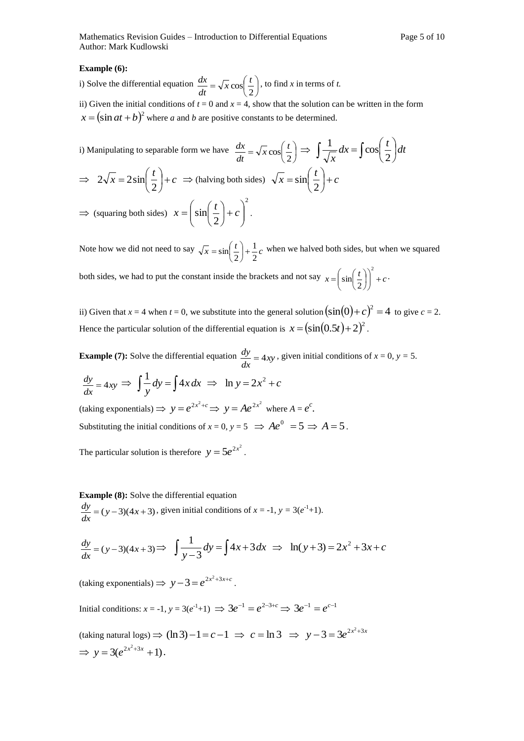**Example (6):**

i) Solve the differential equation $\frac{dx}{dt} = \sqrt{x}\cos\left(\frac{t}{2}\right)$, to find *x* in terms of *t.*

ii) Given the initial conditions of *t* = 0 and *x* = 4, show that the solution can be written in the form $x = (\sin at + b)^2$ where *a* and *b* are positive constants to be determined.

i) Manipulating to separable form we have $\frac{dx}{dt} = \sqrt{x}\cos\left(\frac{t}{2}\right) \Rightarrow \int \frac{1}{\sqrt{x}}dx = \int \cos\left(\frac{t}{2}\right)dt$

$\Rightarrow \quad 2\sqrt{x} = 2\sin\left(\frac{t}{2}\right) + c \;\Rightarrow$ (halving both sides) $\sqrt{x} = \sin\left(\frac{t}{2}\right) + c$

$\Rightarrow$ (squaring both sides) $x = \left(\sin\left(\frac{t}{2}\right) + c\right)^2$.

Note how we did not need to say $\sqrt{x} = \sin\left(\frac{t}{2}\right) + \frac{1}{2}c$ when we halved both sides, but when we squared both sides, we had to put the constant inside the brackets and not say $x = \left(\sin\left(\frac{t}{2}\right)\right)^2 + c$.

ii) Given that *x* = 4 when *t* = 0, we substitute into the general solution $(\sin(0) + c)^2 = 4$ to give *c* = 2. Hence the particular solution of the differential equation is $x = (\sin(0.5t) + 2)^2$.

**Example (7):** Solve the differential equation $\frac{dy}{dx} = 4xy$, given initial conditions of *x* = 0, *y* = 5.

$\frac{dy}{dx} = 4xy \Rightarrow \int \frac{1}{y}dy = \int 4x\,dx \Rightarrow \ln y = 2x^2 + c$

(taking exponentials) $\Rightarrow y = e^{2x^2 + c} \Rightarrow y = Ae^{2x^2}$ where $A = e^c$.

Substituting the initial conditions of *x* = 0, *y* = 5 $\Rightarrow Ae^0 = 5 \Rightarrow A = 5$.

The particular solution is therefore $y = 5e^{2x^2}$.

**Example (8):** Solve the differential equation

$\frac{dy}{dx} = (y-3)(4x+3)$, given initial conditions of *x* = -1, $y = 3(e^{-1}+1)$.

$\frac{dy}{dx} = (y-3)(4x+3) \Rightarrow \int \frac{1}{y-3}dy = \int 4x + 3\,dx \Rightarrow \ln(y+3) = 2x^2 + 3x + c$

(taking exponentials) $\Rightarrow y - 3 = e^{2x^2 + 3x + c}$.

Initial conditions: *x* = -1, $y = 3(e^{-1}+1) \Rightarrow 3e^{-1} = e^{2-3+c} \Rightarrow 3e^{-1} = e^{c-1}$

(taking natural logs) $\Rightarrow (\ln 3) - 1 = c - 1 \Rightarrow c = \ln 3 \Rightarrow y - 3 = 3e^{2x^2+3x}$

$\Rightarrow y = 3(e^{2x^2+3x} + 1)$.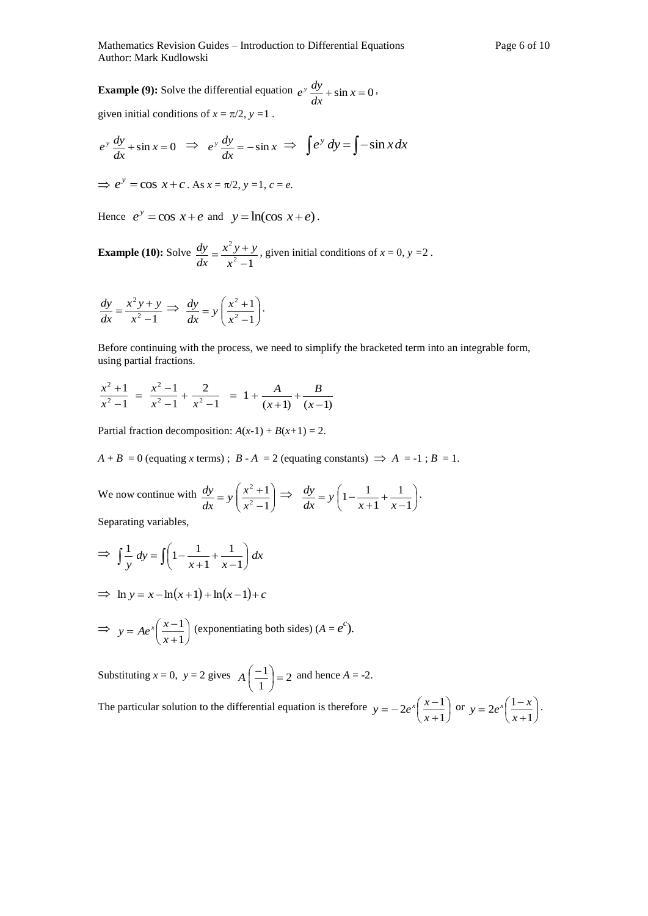**Example (9):** Solve the differential equation $e^y \frac{dy}{dx} + \sin x = 0$,

given initial conditions of $x = \pi/2$, $y = 1$ .

$$e^y \frac{dy}{dx} + \sin x = 0 \;\;\Rightarrow\;\; e^y \frac{dy}{dx} = -\sin x \;\;\Rightarrow\;\; \int e^y \, dy = \int -\sin x \, dx$$

$\Rightarrow e^y = \cos x + c$ . As $x = \pi/2$, $y = 1$, $c = e$.

Hence $e^y = \cos x + e$ and $y = \ln(\cos x + e)$ .

**Example (10):** Solve $\frac{dy}{dx} = \frac{x^2 y + y}{x^2 - 1}$, given initial conditions of $x = 0$, $y = 2$ .

$$\frac{dy}{dx} = \frac{x^2 y + y}{x^2 - 1} \;\Rightarrow\; \frac{dy}{dx} = y\left(\frac{x^2+1}{x^2-1}\right).$$

Before continuing with the process, we need to simplify the bracketed term into an integrable form, using partial fractions.

$$\frac{x^2+1}{x^2-1} \;=\; \frac{x^2-1}{x^2-1} + \frac{2}{x^2-1} \;=\; 1 + \frac{A}{(x+1)} + \frac{B}{(x-1)}$$

Partial fraction decomposition: $A(x-1) + B(x+1) = 2$.

$A + B = 0$ (equating $x$ terms) ; $B - A = 2$ (equating constants) $\Rightarrow$ $A = -1$ ; $B = 1$.

We now continue with $\frac{dy}{dx} = y\left(\frac{x^2+1}{x^2-1}\right) \Rightarrow \;\; \frac{dy}{dx} = y\left(1 - \frac{1}{x+1} + \frac{1}{x-1}\right)$.

Separating variables,

$$\Rightarrow \int \frac{1}{y}\, dy = \int \left(1 - \frac{1}{x+1} + \frac{1}{x-1}\right) dx$$

$$\Rightarrow \ln y = x - \ln(x+1) + \ln(x-1) + c$$

$$\Rightarrow y = Ae^x\left(\frac{x-1}{x+1}\right) \text{ (exponentiating both sides) } (A = e^c).$$

Substituting $x = 0$, $y = 2$ gives $A\left(\frac{-1}{1}\right) = 2$ and hence $A = -2$.

The particular solution to the differential equation is therefore $y = -2e^x\left(\frac{x-1}{x+1}\right)$ or $y = 2e^x\left(\frac{1-x}{x+1}\right)$.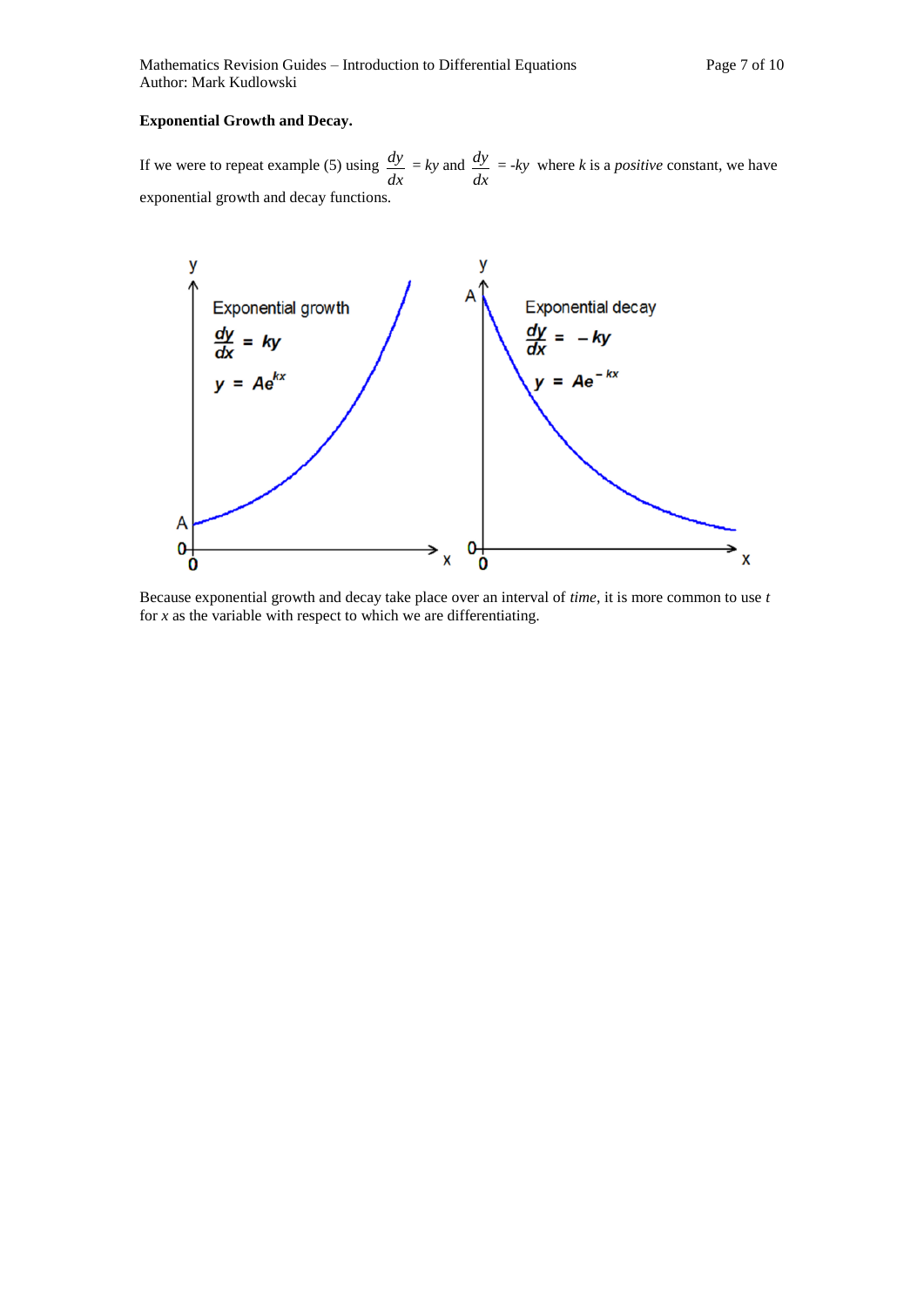**Exponential Growth and Decay.**

If we were to repeat example (5) using $\frac{dy}{dx} = ky$ and $\frac{dy}{dx} = -ky$ where $k$ is a *positive* constant, we have exponential growth and decay functions.

Because exponential growth and decay take place over an interval of *time*, it is more common to use $t$ for $x$ as the variable with respect to which we are differentiating.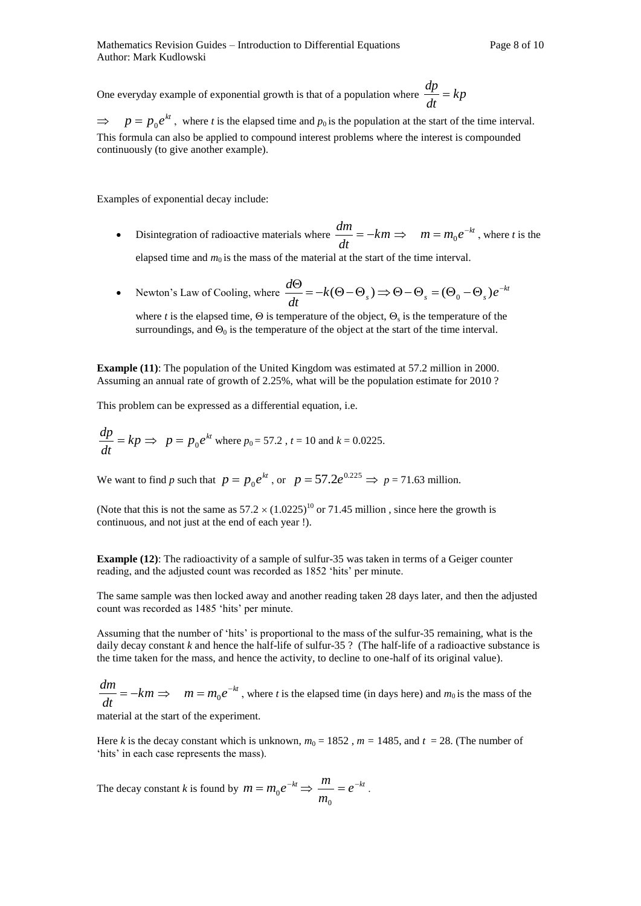One everyday example of exponential growth is that of a population where $\dfrac{dp}{dt} = kp$

$\Rightarrow \quad p = p_0 e^{kt}$, where $t$ is the elapsed time and $p_0$ is the population at the start of the time interval. This formula can also be applied to compound interest problems where the interest is compounded continuously (to give another example).

Examples of exponential decay include:

- Disintegration of radioactive materials where $\dfrac{dm}{dt} = -km \Rightarrow \quad m = m_0 e^{-kt}$, where $t$ is the elapsed time and $m_0$ is the mass of the material at the start of the time interval.

- Newton's Law of Cooling, where $\dfrac{d\Theta}{dt} = -k(\Theta - \Theta_s) \Rightarrow \Theta - \Theta_s = (\Theta_0 - \Theta_s)e^{-kt}$ where $t$ is the elapsed time, $\Theta$ is temperature of the object, $\Theta_s$ is the temperature of the surroundings, and $\Theta_0$ is the temperature of the object at the start of the time interval.

**Example (11)**: The population of the United Kingdom was estimated at 57.2 million in 2000. Assuming an annual rate of growth of 2.25%, what will be the population estimate for 2010 ?

This problem can be expressed as a differential equation, i.e.

$\dfrac{dp}{dt} = kp \Rightarrow \quad p = p_0 e^{kt}$ where $p_0 = 57.2$ , $t = 10$ and $k = 0.0225$.

We want to find $p$ such that $p = p_0 e^{kt}$ , or $p = 57.2e^{0.225} \Rightarrow p = 71.63$ million.

(Note that this is not the same as $57.2 \times (1.0225)^{10}$ or 71.45 million , since here the growth is continuous, and not just at the end of each year !).

**Example (12)**: The radioactivity of a sample of sulfur-35 was taken in terms of a Geiger counter reading, and the adjusted count was recorded as 1852 'hits' per minute.

The same sample was then locked away and another reading taken 28 days later, and then the adjusted count was recorded as 1485 'hits' per minute.

Assuming that the number of 'hits' is proportional to the mass of the sulfur-35 remaining, what is the daily decay constant $k$ and hence the half-life of sulfur-35 ? (The half-life of a radioactive substance is the time taken for the mass, and hence the activity, to decline to one-half of its original value).

$\dfrac{dm}{dt} = -km \Rightarrow \quad m = m_0 e^{-kt}$ , where $t$ is the elapsed time (in days here) and $m_0$ is the mass of the material at the start of the experiment.

Here $k$ is the decay constant which is unknown, $m_0 = 1852$ , $m = 1485$, and $t = 28$. (The number of 'hits' in each case represents the mass).

The decay constant $k$ is found by $m = m_0 e^{-kt} \Rightarrow \dfrac{m}{m_0} = e^{-kt}$ .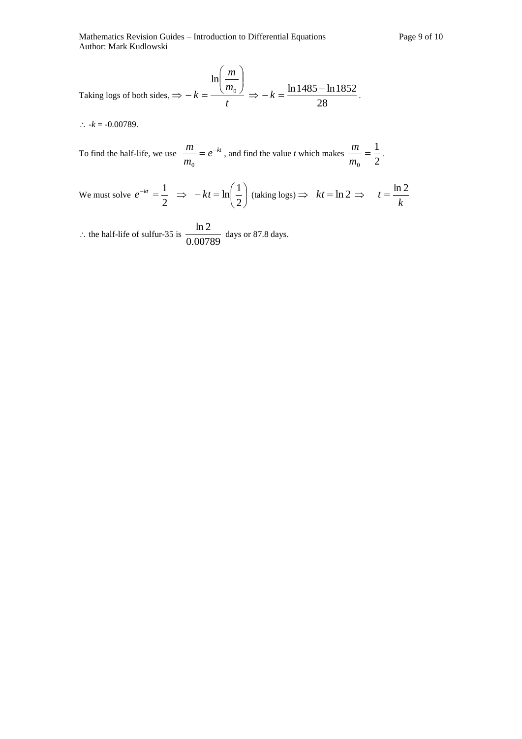Taking logs of both sides, $\Rightarrow -k = \dfrac{\ln\left(\dfrac{m}{m_0}\right)}{t} \Rightarrow -k = \dfrac{\ln 1485 - \ln 1852}{28}$.

$\therefore$ $-k = -0.00789$.

To find the half-life, we use $\dfrac{m}{m_0} = e^{-kt}$, and find the value $t$ which makes $\dfrac{m}{m_0} = \dfrac{1}{2}$.

We must solve $e^{-kt} = \dfrac{1}{2} \quad \Rightarrow \quad -kt = \ln\left(\dfrac{1}{2}\right)$ (taking logs) $\Rightarrow \quad kt = \ln 2 \Rightarrow \quad t = \dfrac{\ln 2}{k}$

$\therefore$ the half-life of sulfur-35 is $\dfrac{\ln 2}{0.00789}$ days or 87.8 days.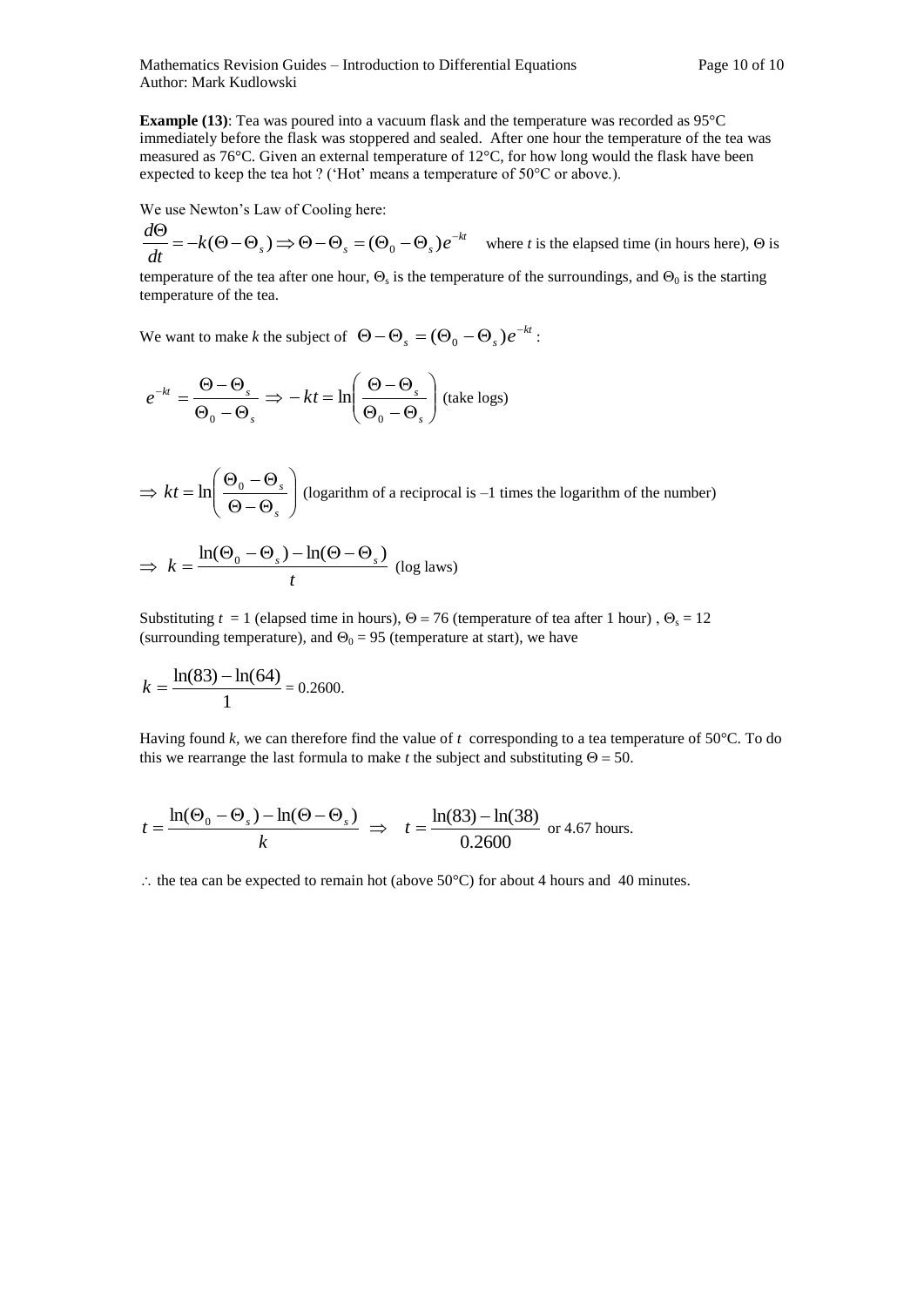**Example (13)**: Tea was poured into a vacuum flask and the temperature was recorded as 95°C immediately before the flask was stoppered and sealed. After one hour the temperature of the tea was measured as 76°C. Given an external temperature of 12°C, for how long would the flask have been expected to keep the tea hot ? ('Hot' means a temperature of 50°C or above.).

We use Newton's Law of Cooling here:

$\frac{d\Theta}{dt} = -k(\Theta - \Theta_s) \Rightarrow \Theta - \Theta_s = (\Theta_0 - \Theta_s)e^{-kt}$ where $t$ is the elapsed time (in hours here), $\Theta$ is temperature of the tea after one hour, $\Theta_s$ is the temperature of the surroundings, and $\Theta_0$ is the starting temperature of the tea.

We want to make $k$ the subject of $\Theta - \Theta_s = (\Theta_0 - \Theta_s)e^{-kt}$ :

$$e^{-kt} = \frac{\Theta - \Theta_s}{\Theta_0 - \Theta_s} \Rightarrow -kt = \ln\left(\frac{\Theta - \Theta_s}{\Theta_0 - \Theta_s}\right) \text{ (take logs)}$$

$$\Rightarrow kt = \ln\left(\frac{\Theta_0 - \Theta_s}{\Theta - \Theta_s}\right) \text{ (logarithm of a reciprocal is –1 times the logarithm of the number)}$$

$$\Rightarrow k = \frac{\ln(\Theta_0 - \Theta_s) - \ln(\Theta - \Theta_s)}{t} \text{ (log laws)}$$

Substituting $t = 1$ (elapsed time in hours), $\Theta = 76$ (temperature of tea after 1 hour) , $\Theta_s = 12$ (surrounding temperature), and $\Theta_0 = 95$ (temperature at start), we have

$$k = \frac{\ln(83) - \ln(64)}{1} = 0.2600.$$

Having found $k$, we can therefore find the value of $t$ corresponding to a tea temperature of 50°C. To do this we rearrange the last formula to make $t$ the subject and substituting $\Theta = 50$.

$$t = \frac{\ln(\Theta_0 - \Theta_s) - \ln(\Theta - \Theta_s)}{k} \Rightarrow t = \frac{\ln(83) - \ln(38)}{0.2600} \text{ or 4.67 hours.}$$

$\therefore$ the tea can be expected to remain hot (above 50°C) for about 4 hours and 40 minutes.